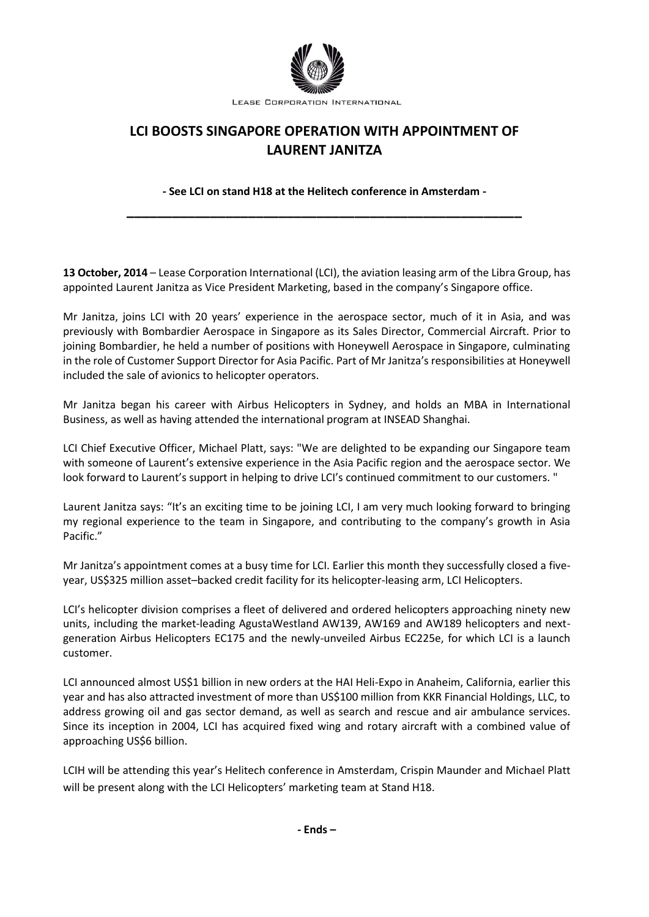LEASE CORPORATION INTERNATIONAL

# LCI BOOSTS SINGAPORE OPERATION WITH APPOINTMENT OF LAURENT JANITZA

**- See LCI on stand H18 at the Helitech conference in Amsterdam -**

---

**13 October, 2014** – Lease Corporation International (LCI), the aviation leasing arm of the Libra Group, has appointed Laurent Janitza as Vice President Marketing, based in the company's Singapore office.

Mr Janitza, joins LCI with 20 years' experience in the aerospace sector, much of it in Asia, and was previously with Bombardier Aerospace in Singapore as its Sales Director, Commercial Aircraft. Prior to joining Bombardier, he held a number of positions with Honeywell Aerospace in Singapore, culminating in the role of Customer Support Director for Asia Pacific. Part of Mr Janitza's responsibilities at Honeywell included the sale of avionics to helicopter operators.

Mr Janitza began his career with Airbus Helicopters in Sydney, and holds an MBA in International Business, as well as having attended the international program at INSEAD Shanghai.

LCI Chief Executive Officer, Michael Platt, says: "We are delighted to be expanding our Singapore team with someone of Laurent's extensive experience in the Asia Pacific region and the aerospace sector. We look forward to Laurent's support in helping to drive LCI's continued commitment to our customers. "

Laurent Janitza says: "It's an exciting time to be joining LCI, I am very much looking forward to bringing my regional experience to the team in Singapore, and contributing to the company's growth in Asia Pacific."

Mr Janitza's appointment comes at a busy time for LCI. Earlier this month they successfully closed a five-year, US$325 million asset–backed credit facility for its helicopter-leasing arm, LCI Helicopters.

LCI's helicopter division comprises a fleet of delivered and ordered helicopters approaching ninety new units, including the market-leading AgustaWestland AW139, AW169 and AW189 helicopters and next-generation Airbus Helicopters EC175 and the newly-unveiled Airbus EC225e, for which LCI is a launch customer.

LCI announced almost US$1 billion in new orders at the HAI Heli-Expo in Anaheim, California, earlier this year and has also attracted investment of more than US$100 million from KKR Financial Holdings, LLC, to address growing oil and gas sector demand, as well as search and rescue and air ambulance services. Since its inception in 2004, LCI has acquired fixed wing and rotary aircraft with a combined value of approaching US$6 billion.

LCIH will be attending this year's Helitech conference in Amsterdam, Crispin Maunder and Michael Platt will be present along with the LCI Helicopters' marketing team at Stand H18.

**- Ends –**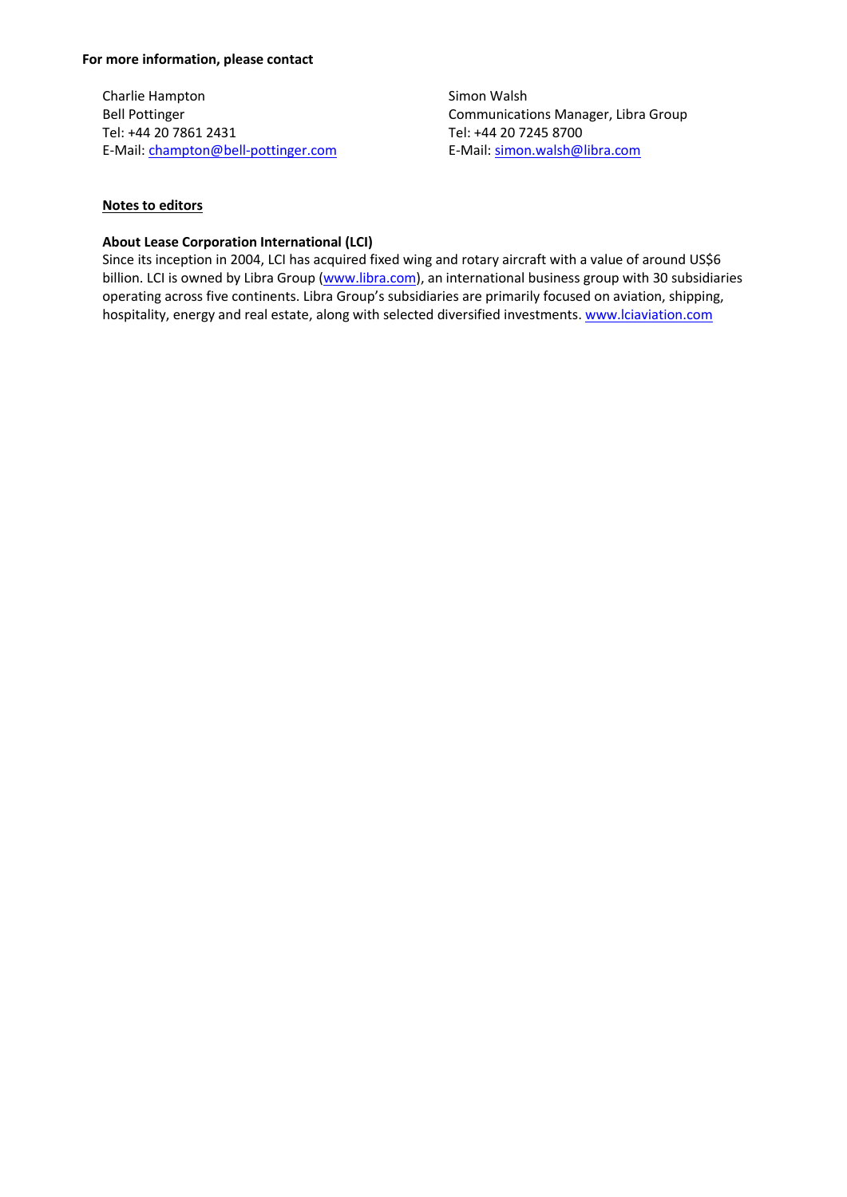**For more information, please contact**

Charlie Hampton
Bell Pottinger
Tel: +44 20 7861 2431
E-Mail: champton@bell-pottinger.com

Simon Walsh
Communications Manager, Libra Group
Tel: +44 20 7245 8700
E-Mail: simon.walsh@libra.com

**Notes to editors**

**About Lease Corporation International (LCI)**
Since its inception in 2004, LCI has acquired fixed wing and rotary aircraft with a value of around US$6 billion. LCI is owned by Libra Group (www.libra.com), an international business group with 30 subsidiaries operating across five continents. Libra Group's subsidiaries are primarily focused on aviation, shipping, hospitality, energy and real estate, along with selected diversified investments. www.lciaviation.com